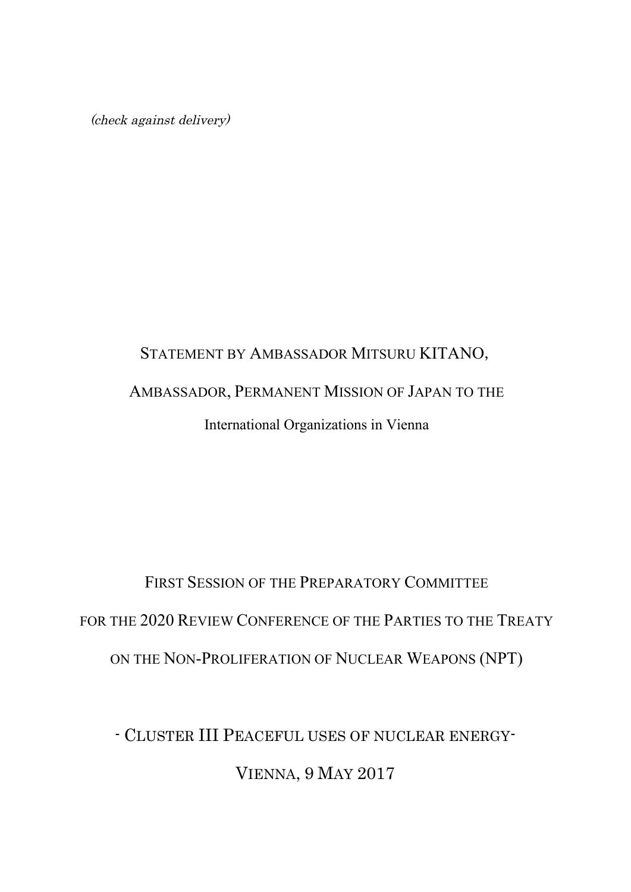*(check against delivery)*

STATEMENT BY AMBASSADOR MITSURU KITANO,

AMBASSADOR, PERMANENT MISSION OF JAPAN TO THE

International Organizations in Vienna

FIRST SESSION OF THE PREPARATORY COMMITTEE

FOR THE 2020 REVIEW CONFERENCE OF THE PARTIES TO THE TREATY

ON THE NON-PROLIFERATION OF NUCLEAR WEAPONS (NPT)

- CLUSTER III PEACEFUL USES OF NUCLEAR ENERGY-

VIENNA, 9 MAY 2017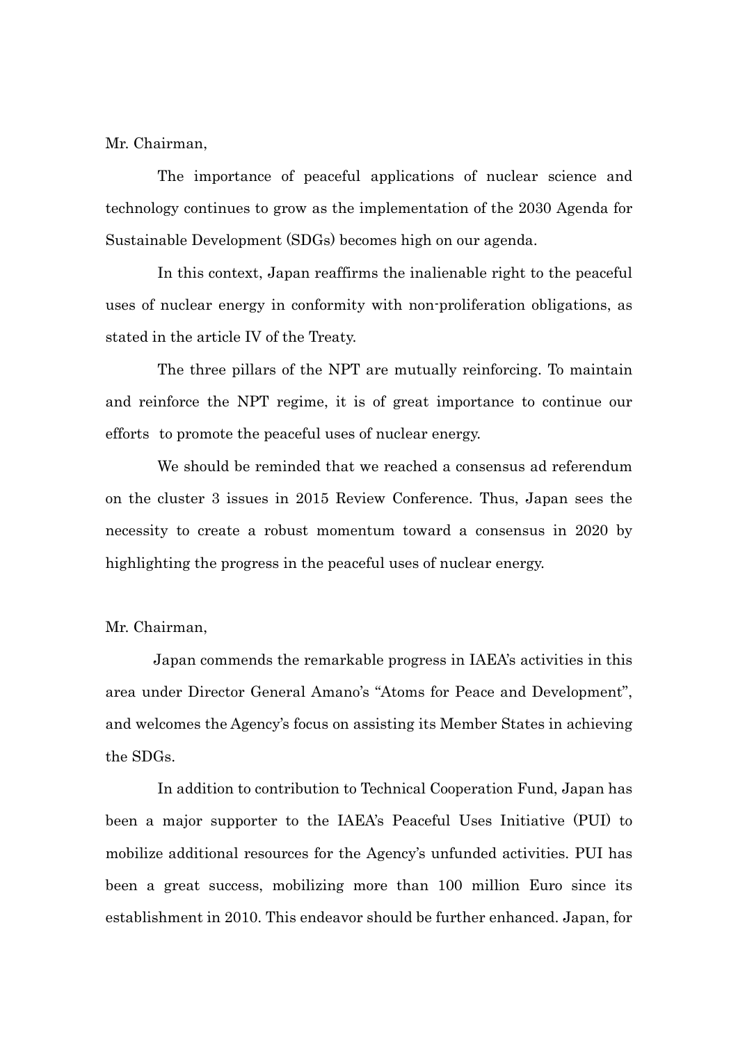Mr. Chairman,

The importance of peaceful applications of nuclear science and technology continues to grow as the implementation of the 2030 Agenda for Sustainable Development (SDGs) becomes high on our agenda.

In this context, Japan reaffirms the inalienable right to the peaceful uses of nuclear energy in conformity with non-proliferation obligations, as stated in the article IV of the Treaty.

The three pillars of the NPT are mutually reinforcing. To maintain and reinforce the NPT regime, it is of great importance to continue our efforts to promote the peaceful uses of nuclear energy.

We should be reminded that we reached a consensus ad referendum on the cluster 3 issues in 2015 Review Conference. Thus, Japan sees the necessity to create a robust momentum toward a consensus in 2020 by highlighting the progress in the peaceful uses of nuclear energy.

Mr. Chairman,

Japan commends the remarkable progress in IAEA's activities in this area under Director General Amano's "Atoms for Peace and Development", and welcomes the Agency's focus on assisting its Member States in achieving the SDGs.

In addition to contribution to Technical Cooperation Fund, Japan has been a major supporter to the IAEA's Peaceful Uses Initiative (PUI) to mobilize additional resources for the Agency's unfunded activities. PUI has been a great success, mobilizing more than 100 million Euro since its establishment in 2010. This endeavor should be further enhanced. Japan, for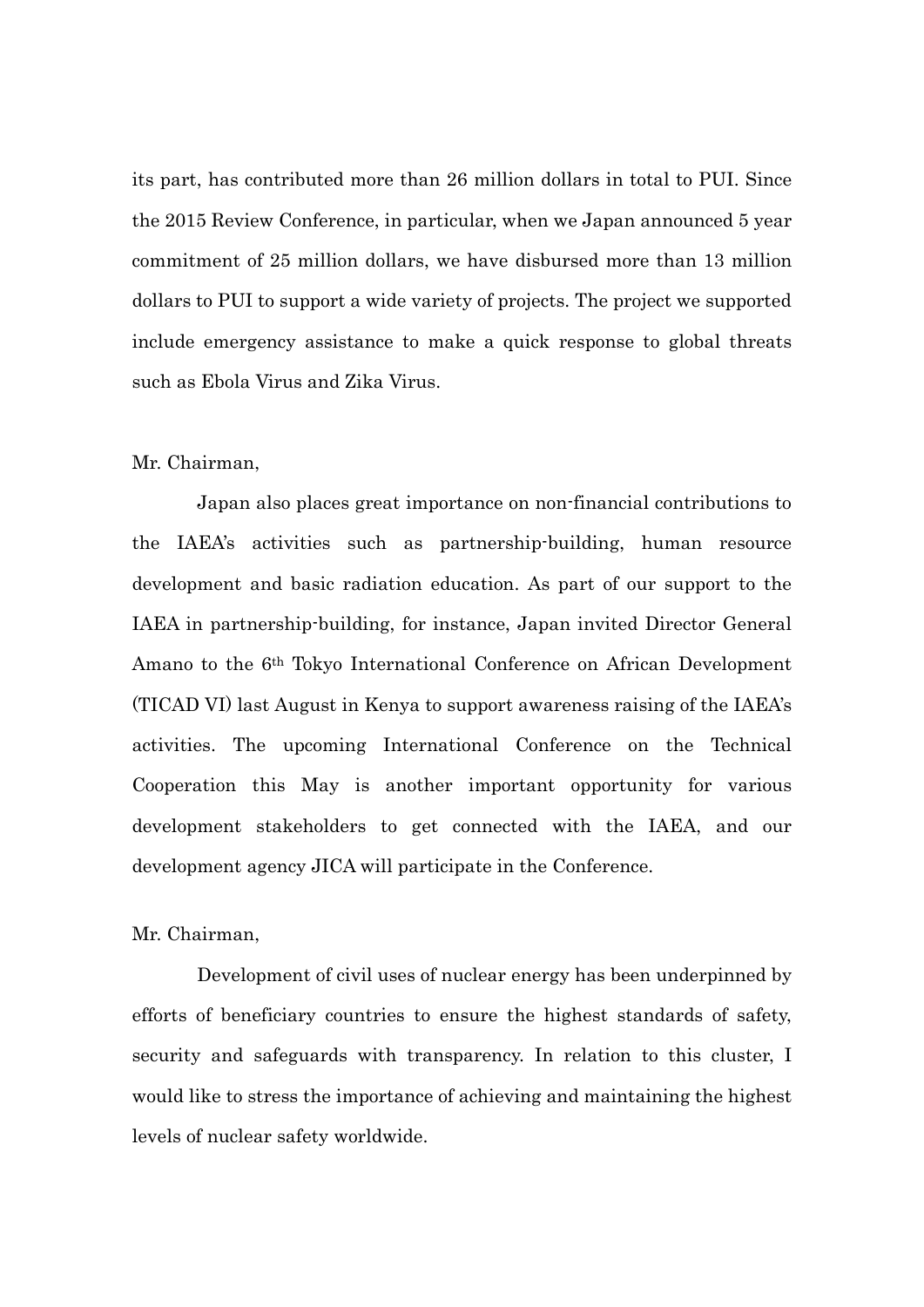its part, has contributed more than 26 million dollars in total to PUI. Since the 2015 Review Conference, in particular, when we Japan announced 5 year commitment of 25 million dollars, we have disbursed more than 13 million dollars to PUI to support a wide variety of projects. The project we supported include emergency assistance to make a quick response to global threats such as Ebola Virus and Zika Virus.

Mr. Chairman,

Japan also places great importance on non-financial contributions to the IAEA's activities such as partnership-building, human resource development and basic radiation education. As part of our support to the IAEA in partnership-building, for instance, Japan invited Director General Amano to the 6th Tokyo International Conference on African Development (TICAD VI) last August in Kenya to support awareness raising of the IAEA's activities. The upcoming International Conference on the Technical Cooperation this May is another important opportunity for various development stakeholders to get connected with the IAEA, and our development agency JICA will participate in the Conference.

Mr. Chairman,

Development of civil uses of nuclear energy has been underpinned by efforts of beneficiary countries to ensure the highest standards of safety, security and safeguards with transparency. In relation to this cluster, I would like to stress the importance of achieving and maintaining the highest levels of nuclear safety worldwide.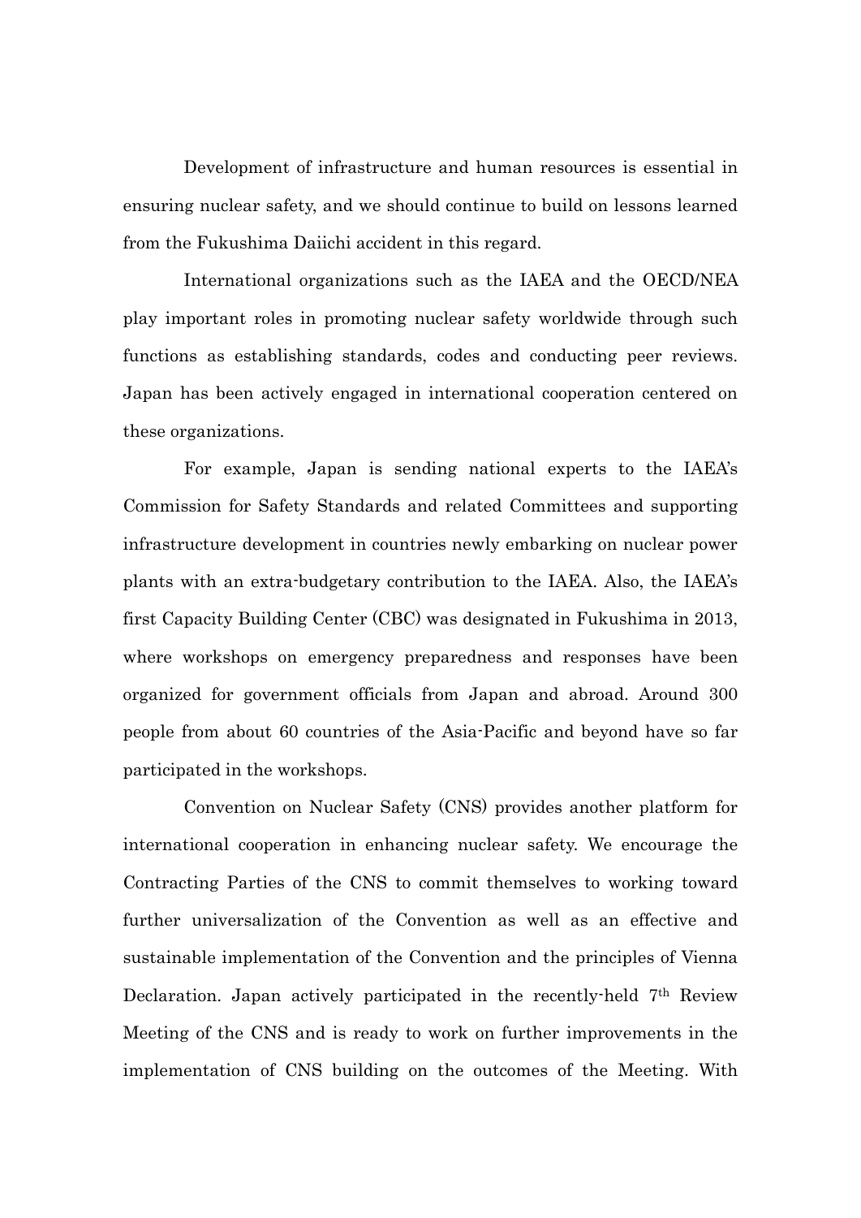Development of infrastructure and human resources is essential in ensuring nuclear safety, and we should continue to build on lessons learned from the Fukushima Daiichi accident in this regard.

International organizations such as the IAEA and the OECD/NEA play important roles in promoting nuclear safety worldwide through such functions as establishing standards, codes and conducting peer reviews. Japan has been actively engaged in international cooperation centered on these organizations.

For example, Japan is sending national experts to the IAEA's Commission for Safety Standards and related Committees and supporting infrastructure development in countries newly embarking on nuclear power plants with an extra-budgetary contribution to the IAEA. Also, the IAEA's first Capacity Building Center (CBC) was designated in Fukushima in 2013, where workshops on emergency preparedness and responses have been organized for government officials from Japan and abroad. Around 300 people from about 60 countries of the Asia-Pacific and beyond have so far participated in the workshops.

Convention on Nuclear Safety (CNS) provides another platform for international cooperation in enhancing nuclear safety. We encourage the Contracting Parties of the CNS to commit themselves to working toward further universalization of the Convention as well as an effective and sustainable implementation of the Convention and the principles of Vienna Declaration. Japan actively participated in the recently-held 7th Review Meeting of the CNS and is ready to work on further improvements in the implementation of CNS building on the outcomes of the Meeting. With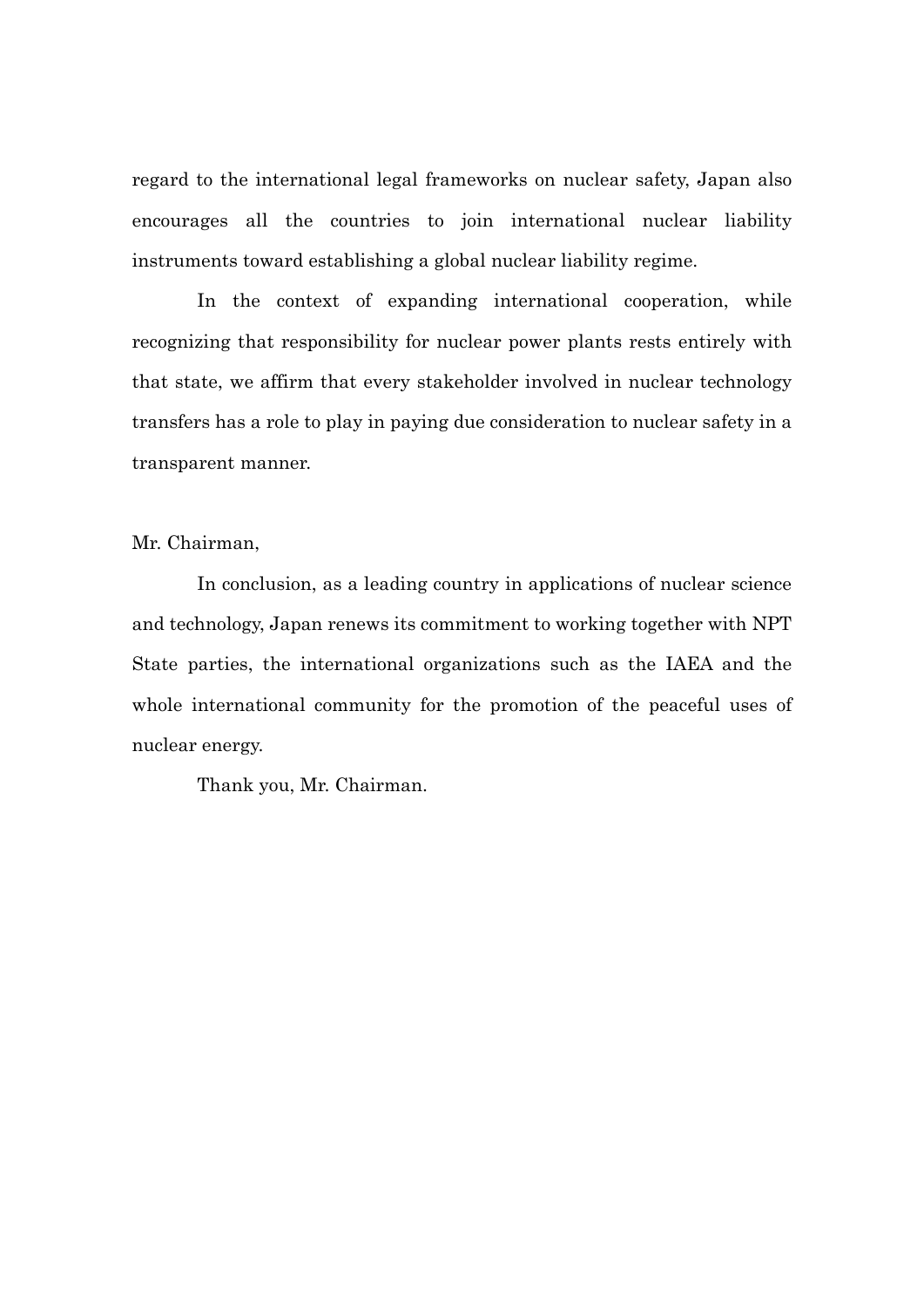regard to the international legal frameworks on nuclear safety, Japan also encourages all the countries to join international nuclear liability instruments toward establishing a global nuclear liability regime.

In the context of expanding international cooperation, while recognizing that responsibility for nuclear power plants rests entirely with that state, we affirm that every stakeholder involved in nuclear technology transfers has a role to play in paying due consideration to nuclear safety in a transparent manner.

Mr. Chairman,

In conclusion, as a leading country in applications of nuclear science and technology, Japan renews its commitment to working together with NPT State parties, the international organizations such as the IAEA and the whole international community for the promotion of the peaceful uses of nuclear energy.

Thank you, Mr. Chairman.